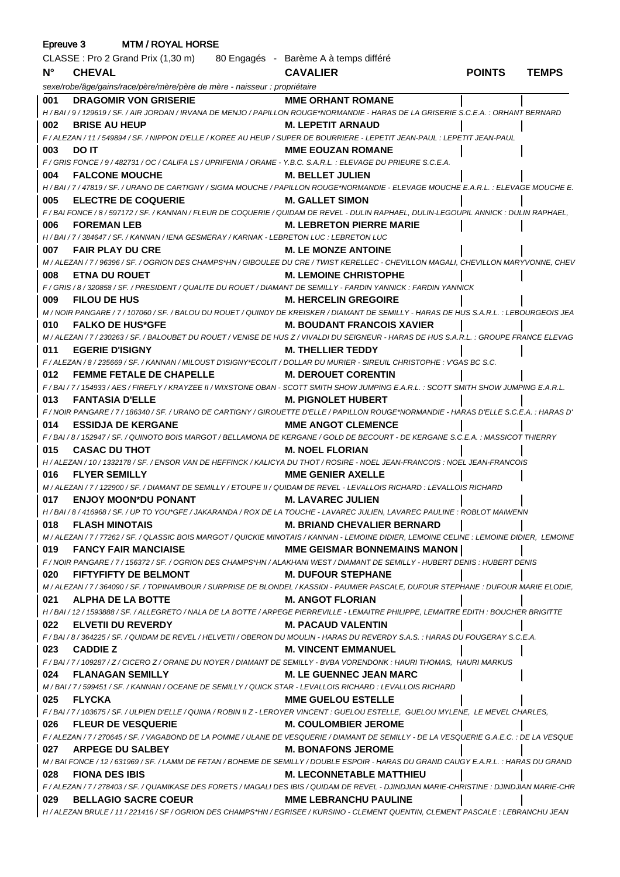**Epreuve 3 MTM / ROYAL HORSE**

CLASSE : Pro 2 Grand Prix (1,30 m) 80 Engagés - Barème A à temps différé

| N° | CHEVAL | CAVALIER | POINTS | TEMPS |
|---|---|---|---|---|
| | *sexe/robe/âge/gains/race/père/mère/père de mère - naisseur : propriétaire* | | | |
| 001 | **DRAGOMIR VON GRISERIE** | **MME ORHANT ROMANE** | | |
| | *H / BAI / 9 / 129619 / SF. / AIR JORDAN / IRVANA DE MENJO / PAPILLON ROUGE*NORMANDIE - HARAS DE LA GRISERIE S.C.E.A. : ORHANT BERNARD* | | | |
| 002 | **BRISE AU HEUP** | **M. LEPETIT ARNAUD** | | |
| | *F / ALEZAN / 11 / 549894 / SF. / NIPPON D'ELLE / KOREE AU HEUP / SUPER DE BOURRIERE - LEPETIT JEAN-PAUL : LEPETIT JEAN-PAUL* | | | |
| 003 | **DO IT** | **MME EOUZAN ROMANE** | | |
| | *F / GRIS FONCE / 9 / 482731 / OC / CALIFA LS / UPRIFENIA / ORAME - Y.B.C. S.A.R.L. : ELEVAGE DU PRIEURE S.C.E.A.* | | | |
| 004 | **FALCONE MOUCHE** | **M. BELLET JULIEN** | | |
| | *H / BAI / 7 / 47819 / SF. / URANO DE CARTIGNY / SIGMA MOUCHE / PAPILLON ROUGE*NORMANDIE - ELEVAGE MOUCHE E.A.R.L. : ELEVAGE MOUCHE E.* | | | |
| 005 | **ELECTRE DE COQUERIE** | **M. GALLET SIMON** | | |
| | *F / BAI FONCE / 8 / 597172 / SF. / KANNAN / FLEUR DE COQUERIE / QUIDAM DE REVEL - DULIN RAPHAEL, DULIN-LEGOUPIL ANNICK : DULIN RAPHAEL,* | | | |
| 006 | **FOREMAN LEB** | **M. LEBRETON PIERRE MARIE** | | |
| | *H / BAI / 7 / 384647 / SF. / KANNAN / IENA GESMERAY / KARNAK - LEBRETON LUC : LEBRETON LUC* | | | |
| 007 | **FAIR PLAY DU CRE** | **M. LE MONZE ANTOINE** | | |
| | *M / ALEZAN / 7 / 96396 / SF. / OGRION DES CHAMPS*HN / GIBOULEE DU CRE / TWIST KERELLEC - CHEVILLON MAGALI, CHEVILLON MARYVONNE, CHEV* | | | |
| 008 | **ETNA DU ROUET** | **M. LEMOINE CHRISTOPHE** | | |
| | *F / GRIS / 8 / 320858 / SF. / PRESIDENT / QUALITE DU ROUET / DIAMANT DE SEMILLY - FARDIN YANNICK : FARDIN YANNICK* | | | |
| 009 | **FILOU DE HUS** | **M. HERCELIN GREGOIRE** | | |
| | *M / NOIR PANGARE / 7 / 107060 / SF. / BALOU DU ROUET / QUINDY DE KREISKER / DIAMANT DE SEMILLY - HARAS DE HUS S.A.R.L. : LEBOURGEOIS JEA* | | | |
| 010 | **FALKO DE HUS*GFE** | **M. BOUDANT FRANCOIS XAVIER** | | |
| | *M / ALEZAN / 7 / 230263 / SF. / BALOUBET DU ROUET / VENISE DE HUS Z / VIVALDI DU SEIGNEUR - HARAS DE HUS S.A.R.L. : GROUPE FRANCE ELEVAG* | | | |
| 011 | **EGERIE D'ISIGNY** | **M. THELLIER TEDDY** | | |
| | *F / ALEZAN / 8 / 235669 / SF. / KANNAN / MILOUST D'ISIGNY*ECOLIT / DOLLAR DU MURIER - SIREUIL CHRISTOPHE : V'GAS BC S.C.* | | | |
| 012 | **FEMME FETALE DE CHAPELLE** | **M. DEROUET CORENTIN** | | |
| | *F / BAI / 7 / 154933 / AES / FIREFLY / KRAYZEE II / WIXSTONE OBAN - SCOTT SMITH SHOW JUMPING E.A.R.L. : SCOTT SMITH SHOW JUMPING E.A.R.L.* | | | |
| 013 | **FANTASIA D'ELLE** | **M. PIGNOLET HUBERT** | | |
| | *F / NOIR PANGARE / 7 / 186340 / SF. / URANO DE CARTIGNY / GIROUETTE D'ELLE / PAPILLON ROUGE*NORMANDIE - HARAS D'ELLE S.C.E.A. : HARAS D'* | | | |
| 014 | **ESSIDJA DE KERGANE** | **MME ANGOT CLEMENCE** | | |
| | *F / BAI / 8 / 152947 / SF. / QUINOTO BOIS MARGOT / BELLAMONA DE KERGANE / GOLD DE BECOURT - DE KERGANE S.C.E.A. : MASSICOT THIERRY* | | | |
| 015 | **CASAC DU THOT** | **M. NOEL FLORIAN** | | |
| | *H / ALEZAN / 10 / 1332178 / SF. / ENSOR VAN DE HEFFINCK / KALICYA DU THOT / ROSIRE - NOEL JEAN-FRANCOIS : NOEL JEAN-FRANCOIS* | | | |
| 016 | **FLYER SEMILLY** | **MME GENIER AXELLE** | | |
| | *M / ALEZAN / 7 / 122900 / SF. / DIAMANT DE SEMILLY / ETOUPE II / QUIDAM DE REVEL - LEVALLOIS RICHARD : LEVALLOIS RICHARD* | | | |
| 017 | **ENJOY MOON*DU PONANT** | **M. LAVAREC JULIEN** | | |
| | *H / BAI / 8 / 416968 / SF. / UP TO YOU*GFE / JAKARANDA / ROX DE LA TOUCHE - LAVAREC JULIEN, LAVAREC PAULINE : ROBLOT MAIWENN* | | | |
| 018 | **FLASH MINOTAIS** | **M. BRIAND CHEVALIER BERNARD** | | |
| | *M / ALEZAN / 7 / 77262 / SF. / QLASSIC BOIS MARGOT / QUICKIE MINOTAIS / KANNAN - LEMOINE DIDIER, LEMOINE CELINE : LEMOINE DIDIER, LEMOINE* | | | |
| 019 | **FANCY FAIR MANCIAISE** | **MME GEISMAR BONNEMAINS MANON** | | |
| | *F / NOIR PANGARE / 7 / 156372 / SF. / OGRION DES CHAMPS*HN / ALAKHANI WEST / DIAMANT DE SEMILLY - HUBERT DENIS : HUBERT DENIS* | | | |
| 020 | **FIFTYFIFTY DE BELMONT** | **M. DUFOUR STEPHANE** | | |
| | *M / ALEZAN / 7 / 364090 / SF. / TOPINAMBOUR / SURPRISE DE BLONDEL / KASSIDI - PAUMIER PASCALE, DUFOUR STEPHANE : DUFOUR MARIE ELODIE,* | | | |
| 021 | **ALPHA DE LA BOTTE** | **M. ANGOT FLORIAN** | | |
| | *H / BAI / 12 / 1593888 / SF. / ALLEGRETO / NALA DE LA BOTTE / ARPEGE PIERREVILLE - LEMAITRE PHILIPPE, LEMAITRE EDITH : BOUCHER BRIGITTE* | | | |
| 022 | **ELVETII DU REVERDY** | **M. PACAUD VALENTIN** | | |
| | *F / BAI / 8 / 364225 / SF. / QUIDAM DE REVEL / HELVETII / OBERON DU MOULIN - HARAS DU REVERDY S.A.S. : HARAS DU FOUGERAY S.C.E.A.* | | | |
| 023 | **CADDIE Z** | **M. VINCENT EMMANUEL** | | |
| | *F / BAI / 7 / 109287 / Z / CICERO Z / ORANE DU NOYER / DIAMANT DE SEMILLY - BVBA VORENDONK : HAURI THOMAS, HAURI MARKUS* | | | |
| 024 | **FLANAGAN SEMILLY** | **M. LE GUENNEC JEAN MARC** | | |
| | *M / BAI / 7 / 599451 / SF. / KANNAN / OCEANE DE SEMILLY / QUICK STAR - LEVALLOIS RICHARD : LEVALLOIS RICHARD* | | | |
| 025 | **FLYCKA** | **MME GUELOU ESTELLE** | | |
| | *F / BAI / 7 / 103675 / SF. / ULPIEN D'ELLE / QUINA / ROBIN II Z - LEROYER VINCENT : GUELOU ESTELLE, GUELOU MYLENE, LE MEVEL CHARLES,* | | | |
| 026 | **FLEUR DE VESQUERIE** | **M. COULOMBIER JEROME** | | |
| | *F / ALEZAN / 7 / 270645 / SF. / VAGABOND DE LA POMME / ULANE DE VESQUERIE / DIAMANT DE SEMILLY - DE LA VESQUERIE G.A.E.C. : DE LA VESQUE* | | | |
| 027 | **ARPEGE DU SALBEY** | **M. BONAFONS JEROME** | | |
| | *M / BAI FONCE / 12 / 631969 / SF. / LAMM DE FETAN / BOHEME DE SEMILLY / DOUBLE ESPOIR - HARAS DU GRAND CAUGY E.A.R.L. : HARAS DU GRAND* | | | |
| 028 | **FIONA DES IBIS** | **M. LECONNETABLE MATTHIEU** | | |
| | *F / ALEZAN / 7 / 278403 / SF. / QUAMIKASE DES FORETS / MAGALI DES IBIS / QUIDAM DE REVEL - DJINDJIAN MARIE-CHRISTINE : DJINDJIAN MARIE-CHR* | | | |
| 029 | **BELLAGIO SACRE COEUR** | **MME LEBRANCHU PAULINE** | | |
| | *H / ALEZAN BRULE / 11 / 221416 / SF / OGRION DES CHAMPS*HN / EGRISEE / KURSINO - CLEMENT QUENTIN, CLEMENT PASCALE : LEBRANCHU JEAN* | | | |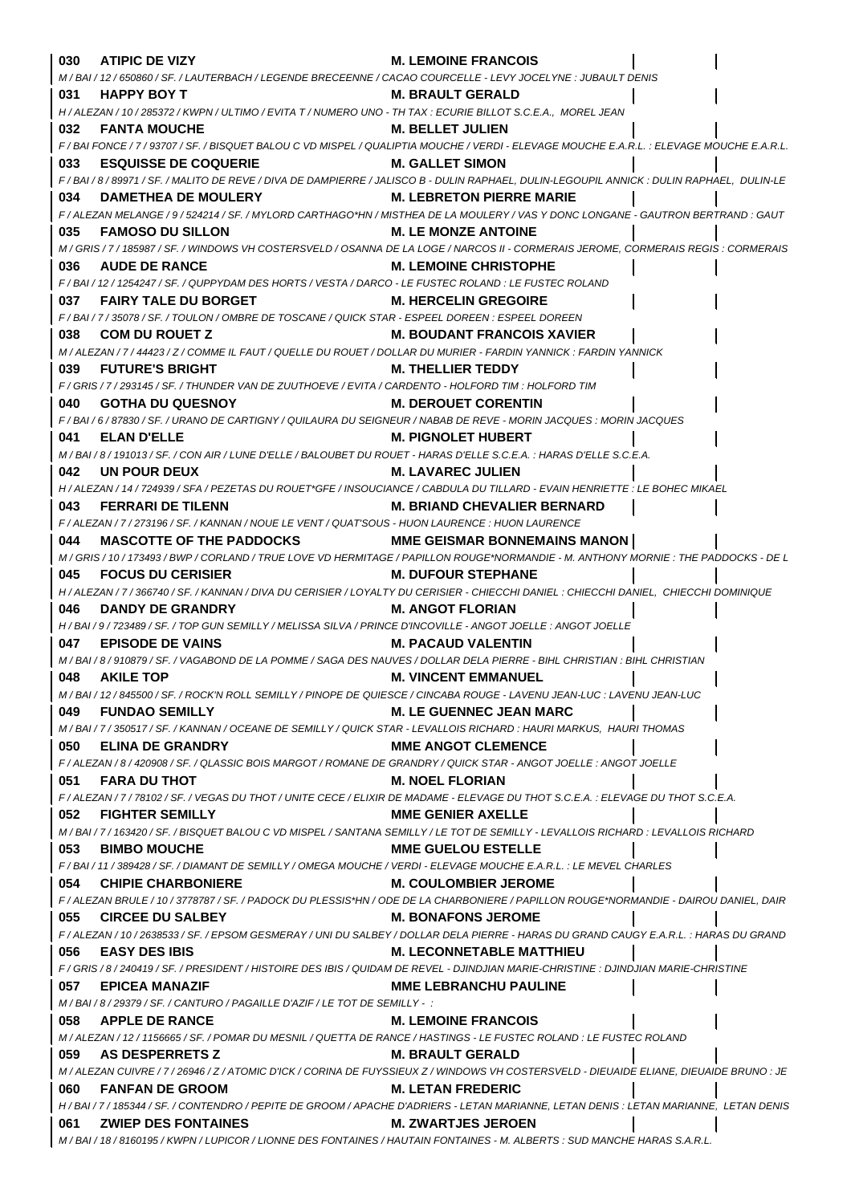**030 ATIPIC DE VIZY** **M. LEMOINE FRANCOIS**

*M / BAI / 12 / 650860 / SF. / LAUTERBACH / LEGENDE BRECEENNE / CACAO COURCELLE - LEVY JOCELYNE : JUBAULT DENIS*

**031 HAPPY BOY T** **M. BRAULT GERALD**

*H / ALEZAN / 10 / 285372 / KWPN / ULTIMO / EVITA T / NUMERO UNO - TH TAX : ECURIE BILLOT S.C.E.A., MOREL JEAN*

**032 FANTA MOUCHE** **M. BELLET JULIEN**

*F / BAI FONCE / 7 / 93707 / SF. / BISQUET BALOU C VD MISPEL / QUALIPTIA MOUCHE / VERDI - ELEVAGE MOUCHE E.A.R.L. : ELEVAGE MOUCHE E.A.R.L.*

**033 ESQUISSE DE COQUERIE** **M. GALLET SIMON**

*F / BAI / 8 / 89971 / SF. / MALITO DE REVE / DIVA DE DAMPIERRE / JALISCO B - DULIN RAPHAEL, DULIN-LEGOUPIL ANNICK : DULIN RAPHAEL, DULIN-LE*

**034 DAMETHEA DE MOULERY** **M. LEBRETON PIERRE MARIE**

*F / ALEZAN MELANGE / 9 / 524214 / SF. / MYLORD CARTHAGO*HN / MISTHEA DE LA MOULERY / VAS Y DONC LONGANE - GAUTRON BERTRAND : GAUT*

**035 FAMOSO DU SILLON** **M. LE MONZE ANTOINE**

*M / GRIS / 7 / 185987 / SF. / WINDOWS VH COSTERSVELD / OSANNA DE LA LOGE / NARCOS II - CORMERAIS JEROME, CORMERAIS REGIS : CORMERAIS*

**036 AUDE DE RANCE** **M. LEMOINE CHRISTOPHE**

*F / BAI / 12 / 1254247 / SF. / QUPPYDAM DES HORTS / VESTA / DARCO - LE FUSTEC ROLAND : LE FUSTEC ROLAND*

**037 FAIRY TALE DU BORGET** **M. HERCELIN GREGOIRE**

*F / BAI / 7 / 35078 / SF. / TOULON / OMBRE DE TOSCANE / QUICK STAR - ESPEEL DOREEN : ESPEEL DOREEN*

**038 COM DU ROUET Z** **M. BOUDANT FRANCOIS XAVIER**

*M / ALEZAN / 7 / 44423 / Z / COMME IL FAUT / QUELLE DU ROUET / DOLLAR DU MURIER - FARDIN YANNICK : FARDIN YANNICK*

**039 FUTURE'S BRIGHT** **M. THELLIER TEDDY**

*F / GRIS / 7 / 293145 / SF. / THUNDER VAN DE ZUUTHOEVE / EVITA / CARDENTO - HOLFORD TIM : HOLFORD TIM*

**040 GOTHA DU QUESNOY** **M. DEROUET CORENTIN**

*F / BAI / 6 / 87830 / SF. / URANO DE CARTIGNY / QUILAURA DU SEIGNEUR / NABAB DE REVE - MORIN JACQUES : MORIN JACQUES*

**041 ELAN D'ELLE** **M. PIGNOLET HUBERT**

*M / BAI / 8 / 191013 / SF. / CON AIR / LUNE D'ELLE / BALOUBET DU ROUET - HARAS D'ELLE S.C.E.A. : HARAS D'ELLE S.C.E.A.*

**042 UN POUR DEUX** **M. LAVAREC JULIEN**

*H / ALEZAN / 14 / 724939 / SFA / PEZETAS DU ROUET*GFE / INSOUCIANCE / CABDULA DU TILLARD - EVAIN HENRIETTE : LE BOHEC MIKAEL*

**043 FERRARI DE TILENN** **M. BRIAND CHEVALIER BERNARD**

*F / ALEZAN / 7 / 273196 / SF. / KANNAN / NOUE LE VENT / QUAT'SOUS - HUON LAURENCE : HUON LAURENCE*

**044 MASCOTTE OF THE PADDOCKS** **MME GEISMAR BONNEMAINS MANON**

*M / GRIS / 10 / 173493 / BWP / CORLAND / TRUE LOVE VD HERMITAGE / PAPILLON ROUGE*NORMANDIE - M. ANTHONY MORNIE : THE PADDOCKS - DE L*

**045 FOCUS DU CERISIER** **M. DUFOUR STEPHANE**

*H / ALEZAN / 7 / 366740 / SF. / KANNAN / DIVA DU CERISIER / LOYALTY DU CERISIER - CHIECCHI DANIEL : CHIECCHI DANIEL, CHIECCHI DOMINIQUE*

**046 DANDY DE GRANDRY** **M. ANGOT FLORIAN**

*H / BAI / 9 / 723489 / SF. / TOP GUN SEMILLY / MELISSA SILVA / PRINCE D'INCOVILLE - ANGOT JOELLE : ANGOT JOELLE*

**047 EPISODE DE VAINS** **M. PACAUD VALENTIN**

*M / BAI / 8 / 910879 / SF. / VAGABOND DE LA POMME / SAGA DES NAUVES / DOLLAR DELA PIERRE - BIHL CHRISTIAN : BIHL CHRISTIAN*

**048 AKILE TOP** **M. VINCENT EMMANUEL**

*M / BAI / 12 / 845500 / SF. / ROCK'N ROLL SEMILLY / PINOPE DE QUIESCE / CINCABA ROUGE - LAVENU JEAN-LUC : LAVENU JEAN-LUC*

**049 FUNDAO SEMILLY** **M. LE GUENNEC JEAN MARC**

*M / BAI / 7 / 350517 / SF. / KANNAN / OCEANE DE SEMILLY / QUICK STAR - LEVALLOIS RICHARD : HAURI MARKUS, HAURI THOMAS*

**050 ELINA DE GRANDRY** **MME ANGOT CLEMENCE**

*F / ALEZAN / 8 / 420908 / SF. / QLASSIC BOIS MARGOT / ROMANE DE GRANDRY / QUICK STAR - ANGOT JOELLE : ANGOT JOELLE*

**051 FARA DU THOT** **M. NOEL FLORIAN**

*F / ALEZAN / 7 / 78102 / SF. / VEGAS DU THOT / UNITE CECE / ELIXIR DE MADAME - ELEVAGE DU THOT S.C.E.A. : ELEVAGE DU THOT S.C.E.A.*

**052 FIGHTER SEMILLY** **MME GENIER AXELLE**

*M / BAI / 7 / 163420 / SF. / BISQUET BALOU C VD MISPEL / SANTANA SEMILLY / LE TOT DE SEMILLY - LEVALLOIS RICHARD : LEVALLOIS RICHARD*

**053 BIMBO MOUCHE** **MME GUELOU ESTELLE**

*F / BAI / 11 / 389428 / SF. / DIAMANT DE SEMILLY / OMEGA MOUCHE / VERDI - ELEVAGE MOUCHE E.A.R.L. : LE MEVEL CHARLES*

**054 CHIPIE CHARBONIERE** **M. COULOMBIER JEROME**

*F / ALEZAN BRULE / 10 / 3778787 / SF. / PADOCK DU PLESSIS*HN / ODE DE LA CHARBONIERE / PAPILLON ROUGE*NORMANDIE - DAIROU DANIEL, DAIR*

**055 CIRCEE DU SALBEY** **M. BONAFONS JEROME**

*F / ALEZAN / 10 / 2638533 / SF. / EPSOM GESMERAY / UNI DU SALBEY / DOLLAR DELA PIERRE - HARAS DU GRAND CAUGY E.A.R.L. : HARAS DU GRAND*

**056 EASY DES IBIS** **M. LECONNETABLE MATTHIEU**

*F / GRIS / 8 / 240419 / SF. / PRESIDENT / HISTOIRE DES IBIS / QUIDAM DE REVEL - DJINDJIAN MARIE-CHRISTINE : DJINDJIAN MARIE-CHRISTINE*

**057 EPICEA MANAZIF** **MME LEBRANCHU PAULINE**

*M / BAI / 8 / 29379 / SF. / CANTURO / PAGAILLE D'AZIF / LE TOT DE SEMILLY - :*

**058 APPLE DE RANCE** **M. LEMOINE FRANCOIS**

*M / ALEZAN / 12 / 1156665 / SF. / POMAR DU MESNIL / QUETTA DE RANCE / HASTINGS - LE FUSTEC ROLAND : LE FUSTEC ROLAND*

**059 AS DESPERRETS Z** **M. BRAULT GERALD**

*M / ALEZAN CUIVRE / 7 / 26946 / Z / ATOMIC D'ICK / CORINA DE FUYSSIEUX Z / WINDOWS VH COSTERSVELD - DIEUAIDE ELIANE, DIEUAIDE BRUNO : JE*

**060 FANFAN DE GROOM** **M. LETAN FREDERIC**

*H / BAI / 7 / 185344 / SF. / CONTENDRO / PEPITE DE GROOM / APACHE D'ADRIERS - LETAN MARIANNE, LETAN DENIS : LETAN MARIANNE, LETAN DENIS*

**061 ZWIEP DES FONTAINES** **M. ZWARTJES JEROEN**

*M / BAI / 18 / 8160195 / KWPN / LUPICOR / LIONNE DES FONTAINES / HAUTAIN FONTAINES - M. ALBERTS : SUD MANCHE HARAS S.A.R.L.*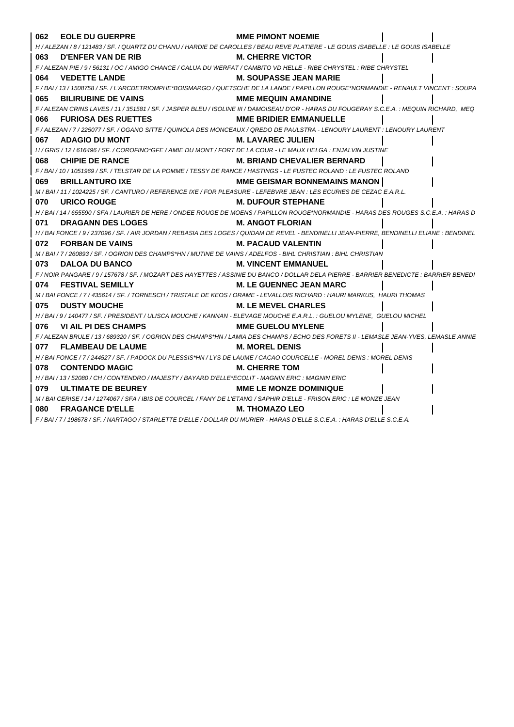**062 EOLE DU GUERPRE** **MME PIMONT NOEMIE**

*H / ALEZAN / 8 / 121483 / SF. / QUARTZ DU CHANU / HARDIE DE CAROLLES / BEAU REVE PLATIERE - LE GOUIS ISABELLE : LE GOUIS ISABELLE*

**063 D'ENFER VAN DE RIB** **M. CHERRE VICTOR**

*F / ALEZAN PIE / 9 / 56131 / OC / AMIGO CHANCE / CALUA DU WERFAT / CAMBITO VD HELLE - RIBE CHRYSTEL : RIBE CHRYSTEL*

**064 VEDETTE LANDE** **M. SOUPASSE JEAN MARIE**

*F / BAI / 13 / 1508758 / SF. / L'ARCDETRIOMPHE*BOISMARGO / QUETSCHE DE LA LANDE / PAPILLON ROUGE*NORMANDIE - RENAULT VINCENT : SOUPA*

**065 BILIRUBINE DE VAINS** **MME MEQUIN AMANDINE**

*F / ALEZAN CRINS LAVES / 11 / 351581 / SF. / JASPER BLEU / ISOLINE III / DAMOISEAU D'OR - HARAS DU FOUGERAY S.C.E.A. : MEQUIN RICHARD, MEQ*

**066 FURIOSA DES RUETTES** **MME BRIDIER EMMANUELLE**

*F / ALEZAN / 7 / 225077 / SF. / OGANO SITTE / QUINOLA DES MONCEAUX / QREDO DE PAULSTRA - LENOURY LAURENT : LENOURY LAURENT*

**067 ADAGIO DU MONT** **M. LAVAREC JULIEN**

*H / GRIS / 12 / 616496 / SF. / COROFINO*GFE / AMIE DU MONT / FORT DE LA COUR - LE MAUX HELGA : ENJALVIN JUSTINE*

**068 CHIPIE DE RANCE** **M. BRIAND CHEVALIER BERNARD**

*F / BAI / 10 / 1051969 / SF. / TELSTAR DE LA POMME / TESSY DE RANCE / HASTINGS - LE FUSTEC ROLAND : LE FUSTEC ROLAND*

**069 BRILLANTURO IXE** **MME GEISMAR BONNEMAINS MANON**

*M / BAI / 11 / 1024225 / SF. / CANTURO / REFERENCE IXE / FOR PLEASURE - LEFEBVRE JEAN : LES ECURIES DE CEZAC E.A.R.L.*

**070 URICO ROUGE** **M. DUFOUR STEPHANE**

*H / BAI / 14 / 655590 / SFA / LAURIER DE HERE / ONDEE ROUGE DE MOENS / PAPILLON ROUGE*NORMANDIE - HARAS DES ROUGES S.C.E.A. : HARAS D*

**071 DRAGANN DES LOGES** **M. ANGOT FLORIAN**

*H / BAI FONCE / 9 / 237096 / SF. / AIR JORDAN / REBASIA DES LOGES / QUIDAM DE REVEL - BENDINELLI JEAN-PIERRE, BENDINELLI ELIANE : BENDINEL*

**072 FORBAN DE VAINS** **M. PACAUD VALENTIN**

*M / BAI / 7 / 260893 / SF. / OGRION DES CHAMPS*HN / MUTINE DE VAINS / ADELFOS - BIHL CHRISTIAN : BIHL CHRISTIAN*

**073 DALOA DU BANCO** **M. VINCENT EMMANUEL**

*F / NOIR PANGARE / 9 / 157678 / SF. / MOZART DES HAYETTES / ASSINIE DU BANCO / DOLLAR DELA PIERRE - BARRIER BENEDICTE : BARRIER BENEDI*

**074 FESTIVAL SEMILLY** **M. LE GUENNEC JEAN MARC**

*M / BAI FONCE / 7 / 435614 / SF. / TORNESCH / TRISTALE DE KEOS / ORAME - LEVALLOIS RICHARD : HAURI MARKUS, HAURI THOMAS*

**075 DUSTY MOUCHE** **M. LE MEVEL CHARLES**

*H / BAI / 9 / 140477 / SF. / PRESIDENT / ULISCA MOUCHE / KANNAN - ELEVAGE MOUCHE E.A.R.L. : GUELOU MYLENE, GUELOU MICHEL*

**076 VI AIL PI DES CHAMPS** **MME GUELOU MYLENE**

*F / ALEZAN BRULE / 13 / 689320 / SF. / OGRION DES CHAMPS*HN / LAMIA DES CHAMPS / ECHO DES FORETS II - LEMASLE JEAN-YVES, LEMASLE ANNIE*

**077 FLAMBEAU DE LAUME** **M. MOREL DENIS**

*H / BAI FONCE / 7 / 244527 / SF. / PADOCK DU PLESSIS*HN / LYS DE LAUME / CACAO COURCELLE - MOREL DENIS : MOREL DENIS*

**078 CONTENDO MAGIC** **M. CHERRE TOM**

*H / BAI / 13 / 52080 / CH / CONTENDRO / MAJESTY / BAYARD D'ELLE*ECOLIT - MAGNIN ERIC : MAGNIN ERIC*

**079 ULTIMATE DE BEUREY** **MME LE MONZE DOMINIQUE**

*M / BAI CERISE / 14 / 1274067 / SFA / IBIS DE COURCEL / FANY DE L'ETANG / SAPHIR D'ELLE - FRISON ERIC : LE MONZE JEAN*

**080 FRAGANCE D'ELLE** **M. THOMAZO LEO**

*F / BAI / 7 / 198678 / SF. / NARTAGO / STARLETTE D'ELLE / DOLLAR DU MURIER - HARAS D'ELLE S.C.E.A. : HARAS D'ELLE S.C.E.A.*